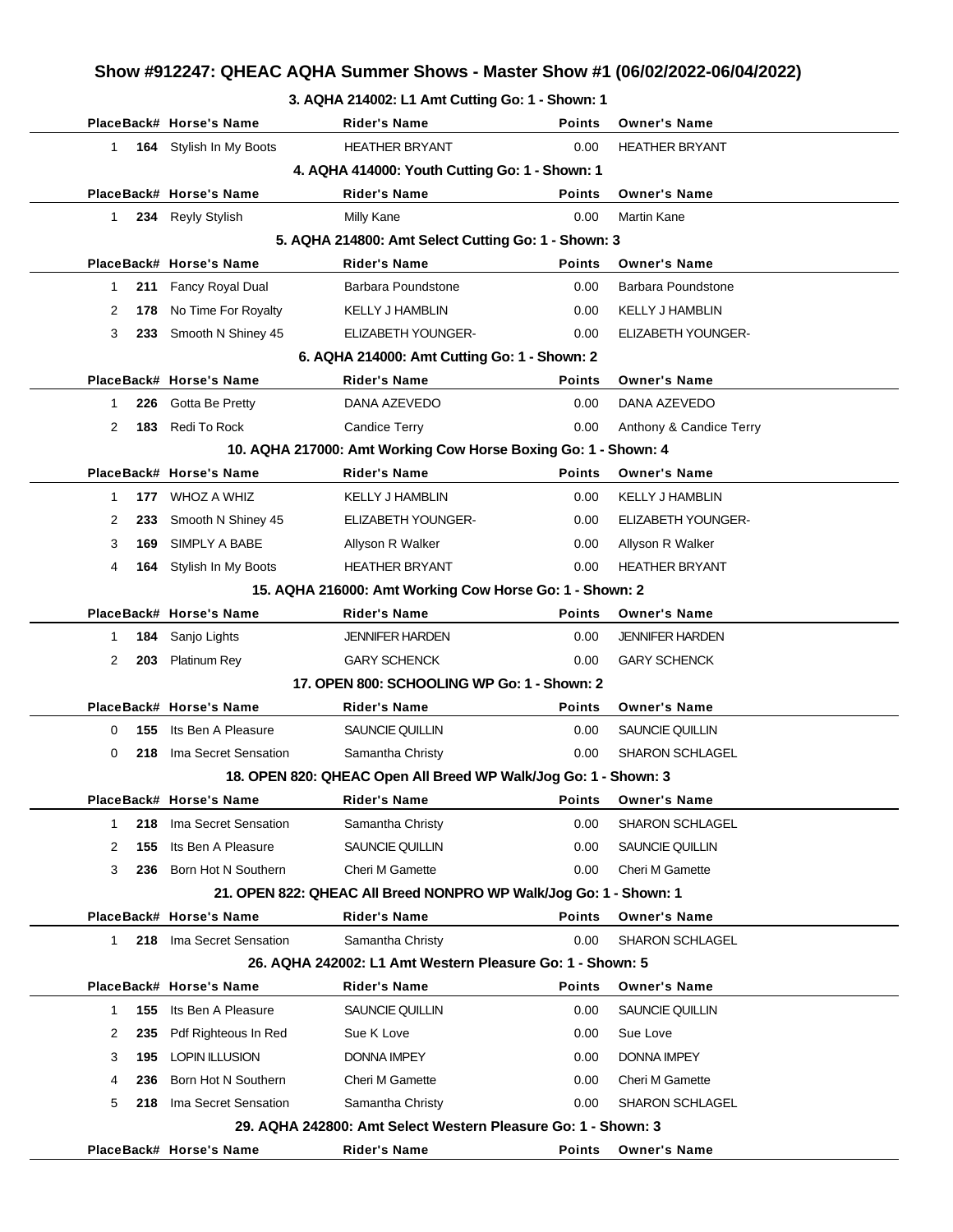# Show #912247: QHEAC AQHA Summer Shows - Master Show #1 (06/02/2022-06/04/2022)

### 3. AQHA 214002: L1 Amt Cutting Go: 1 - Shown: 1

| Place | Back# | Horse's Name | Rider's Name | Points | Owner's Name |
|---|---|---|---|---|---|
| 1 | 164 | Stylish In My Boots | HEATHER BRYANT | 0.00 | HEATHER BRYANT |

### 4. AQHA 414000: Youth Cutting Go: 1 - Shown: 1

| Place | Back# | Horse's Name | Rider's Name | Points | Owner's Name |
|---|---|---|---|---|---|
| 1 | 234 | Reyly Stylish | Milly Kane | 0.00 | Martin Kane |

### 5. AQHA 214800: Amt Select Cutting Go: 1 - Shown: 3

| Place | Back# | Horse's Name | Rider's Name | Points | Owner's Name |
|---|---|---|---|---|---|
| 1 | 211 | Fancy Royal Dual | Barbara Poundstone | 0.00 | Barbara Poundstone |
| 2 | 178 | No Time For Royalty | KELLY J HAMBLIN | 0.00 | KELLY J HAMBLIN |
| 3 | 233 | Smooth N Shiney 45 | ELIZABETH YOUNGER- | 0.00 | ELIZABETH YOUNGER- |

### 6. AQHA 214000: Amt Cutting Go: 1 - Shown: 2

| Place | Back# | Horse's Name | Rider's Name | Points | Owner's Name |
|---|---|---|---|---|---|
| 1 | 226 | Gotta Be Pretty | DANA AZEVEDO | 0.00 | DANA AZEVEDO |
| 2 | 183 | Redi To Rock | Candice Terry | 0.00 | Anthony & Candice Terry |

### 10. AQHA 217000: Amt Working Cow Horse Boxing Go: 1 - Shown: 4

| Place | Back# | Horse's Name | Rider's Name | Points | Owner's Name |
|---|---|---|---|---|---|
| 1 | 177 | WHOZ A WHIZ | KELLY J HAMBLIN | 0.00 | KELLY J HAMBLIN |
| 2 | 233 | Smooth N Shiney 45 | ELIZABETH YOUNGER- | 0.00 | ELIZABETH YOUNGER- |
| 3 | 169 | SIMPLY A BABE | Allyson R Walker | 0.00 | Allyson R Walker |
| 4 | 164 | Stylish In My Boots | HEATHER BRYANT | 0.00 | HEATHER BRYANT |

### 15. AQHA 216000: Amt Working Cow Horse Go: 1 - Shown: 2

| Place | Back# | Horse's Name | Rider's Name | Points | Owner's Name |
|---|---|---|---|---|---|
| 1 | 184 | Sanjo Lights | JENNIFER HARDEN | 0.00 | JENNIFER HARDEN |
| 2 | 203 | Platinum Rey | GARY SCHENCK | 0.00 | GARY SCHENCK |

### 17. OPEN 800: SCHOOLING WP Go: 1 - Shown: 2

| Place | Back# | Horse's Name | Rider's Name | Points | Owner's Name |
|---|---|---|---|---|---|
| 0 | 155 | Its Ben A Pleasure | SAUNCIE QUILLIN | 0.00 | SAUNCIE QUILLIN |
| 0 | 218 | Ima Secret Sensation | Samantha Christy | 0.00 | SHARON SCHLAGEL |

### 18. OPEN 820: QHEAC Open All Breed WP Walk/Jog Go: 1 - Shown: 3

| Place | Back# | Horse's Name | Rider's Name | Points | Owner's Name |
|---|---|---|---|---|---|
| 1 | 218 | Ima Secret Sensation | Samantha Christy | 0.00 | SHARON SCHLAGEL |
| 2 | 155 | Its Ben A Pleasure | SAUNCIE QUILLIN | 0.00 | SAUNCIE QUILLIN |
| 3 | 236 | Born Hot N Southern | Cheri M Gamette | 0.00 | Cheri M Gamette |

### 21. OPEN 822: QHEAC All Breed NONPRO WP Walk/Jog Go: 1 - Shown: 1

| Place | Back# | Horse's Name | Rider's Name | Points | Owner's Name |
|---|---|---|---|---|---|
| 1 | 218 | Ima Secret Sensation | Samantha Christy | 0.00 | SHARON SCHLAGEL |

### 26. AQHA 242002: L1 Amt Western Pleasure Go: 1 - Shown: 5

| Place | Back# | Horse's Name | Rider's Name | Points | Owner's Name |
|---|---|---|---|---|---|
| 1 | 155 | Its Ben A Pleasure | SAUNCIE QUILLIN | 0.00 | SAUNCIE QUILLIN |
| 2 | 235 | Pdf Righteous In Red | Sue K Love | 0.00 | Sue Love |
| 3 | 195 | LOPIN ILLUSION | DONNA IMPEY | 0.00 | DONNA IMPEY |
| 4 | 236 | Born Hot N Southern | Cheri M Gamette | 0.00 | Cheri M Gamette |
| 5 | 218 | Ima Secret Sensation | Samantha Christy | 0.00 | SHARON SCHLAGEL |

### 29. AQHA 242800: Amt Select Western Pleasure Go: 1 - Shown: 3

| Place | Back# | Horse's Name | Rider's Name | Points | Owner's Name |
|---|---|---|---|---|---|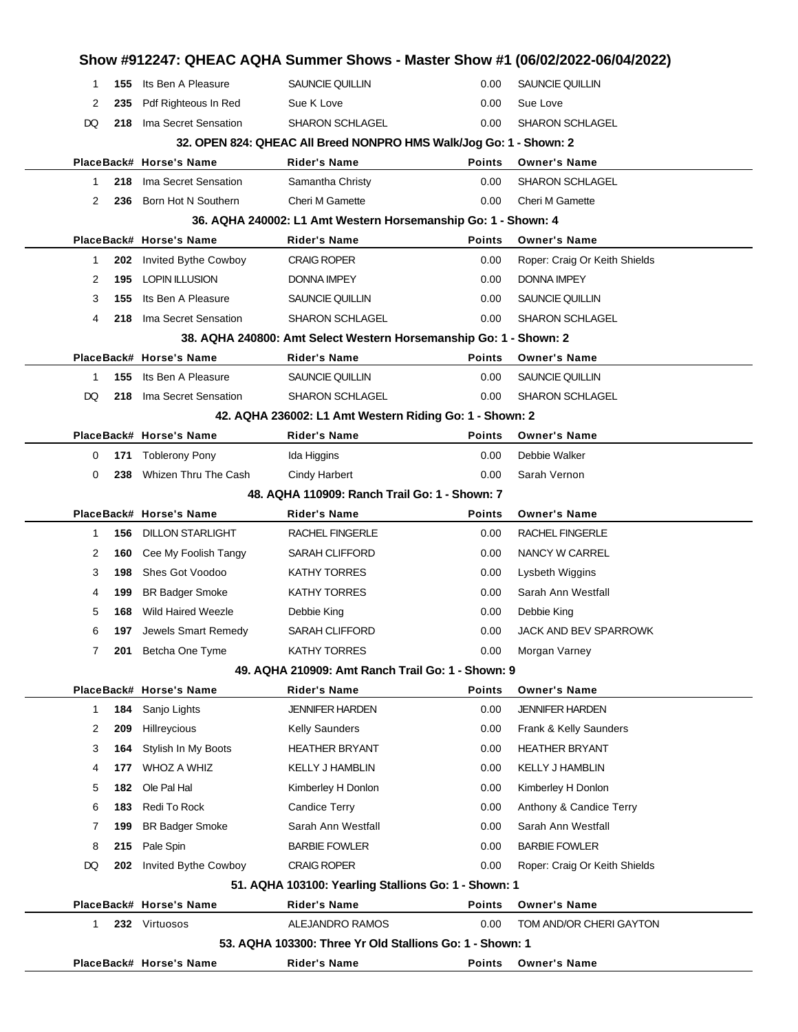# Show #912247: QHEAC AQHA Summer Shows - Master Show #1 (06/02/2022-06/04/2022)

| Place | Back# | Horse's Name | Rider's Name | Points | Owner's Name |
|---|---|---|---|---|---|
| 1 | 155 | Its Ben A Pleasure | SAUNCIE QUILLIN | 0.00 | SAUNCIE QUILLIN |
| 2 | 235 | Pdf Righteous In Red | Sue K Love | 0.00 | Sue Love |
| DQ | 218 | Ima Secret Sensation | SHARON SCHLAGEL | 0.00 | SHARON SCHLAGEL |

### 32. OPEN 824: QHEAC All Breed NONPRO HMS Walk/Jog Go: 1 - Shown: 2

| Place | Back# | Horse's Name | Rider's Name | Points | Owner's Name |
|---|---|---|---|---|---|
| 1 | 218 | Ima Secret Sensation | Samantha Christy | 0.00 | SHARON SCHLAGEL |
| 2 | 236 | Born Hot N Southern | Cheri M Gamette | 0.00 | Cheri M Gamette |

### 36. AQHA 240002: L1 Amt Western Horsemanship Go: 1 - Shown: 4

| Place | Back# | Horse's Name | Rider's Name | Points | Owner's Name |
|---|---|---|---|---|---|
| 1 | 202 | Invited Bythe Cowboy | CRAIG ROPER | 0.00 | Roper: Craig Or Keith Shields |
| 2 | 195 | LOPIN ILLUSION | DONNA IMPEY | 0.00 | DONNA IMPEY |
| 3 | 155 | Its Ben A Pleasure | SAUNCIE QUILLIN | 0.00 | SAUNCIE QUILLIN |
| 4 | 218 | Ima Secret Sensation | SHARON SCHLAGEL | 0.00 | SHARON SCHLAGEL |

### 38. AQHA 240800: Amt Select Western Horsemanship Go: 1 - Shown: 2

| Place | Back# | Horse's Name | Rider's Name | Points | Owner's Name |
|---|---|---|---|---|---|
| 1 | 155 | Its Ben A Pleasure | SAUNCIE QUILLIN | 0.00 | SAUNCIE QUILLIN |
| DQ | 218 | Ima Secret Sensation | SHARON SCHLAGEL | 0.00 | SHARON SCHLAGEL |

### 42. AQHA 236002: L1 Amt Western Riding Go: 1 - Shown: 2

| Place | Back# | Horse's Name | Rider's Name | Points | Owner's Name |
|---|---|---|---|---|---|
| 0 | 171 | Toblerony Pony | Ida Higgins | 0.00 | Debbie Walker |
| 0 | 238 | Whizen Thru The Cash | Cindy Harbert | 0.00 | Sarah Vernon |

### 48. AQHA 110909: Ranch Trail Go: 1 - Shown: 7

| Place | Back# | Horse's Name | Rider's Name | Points | Owner's Name |
|---|---|---|---|---|---|
| 1 | 156 | DILLON STARLIGHT | RACHEL FINGERLE | 0.00 | RACHEL FINGERLE |
| 2 | 160 | Cee My Foolish Tangy | SARAH CLIFFORD | 0.00 | NANCY W CARREL |
| 3 | 198 | Shes Got Voodoo | KATHY TORRES | 0.00 | Lysbeth Wiggins |
| 4 | 199 | BR Badger Smoke | KATHY TORRES | 0.00 | Sarah Ann Westfall |
| 5 | 168 | Wild Haired Weezle | Debbie King | 0.00 | Debbie King |
| 6 | 197 | Jewels Smart Remedy | SARAH CLIFFORD | 0.00 | JACK AND BEV SPARROWK |
| 7 | 201 | Betcha One Tyme | KATHY TORRES | 0.00 | Morgan Varney |

### 49. AQHA 210909: Amt Ranch Trail Go: 1 - Shown: 9

| Place | Back# | Horse's Name | Rider's Name | Points | Owner's Name |
|---|---|---|---|---|---|
| 1 | 184 | Sanjo Lights | JENNIFER HARDEN | 0.00 | JENNIFER HARDEN |
| 2 | 209 | Hillreycious | Kelly Saunders | 0.00 | Frank & Kelly Saunders |
| 3 | 164 | Stylish In My Boots | HEATHER BRYANT | 0.00 | HEATHER BRYANT |
| 4 | 177 | WHOZ A WHIZ | KELLY J HAMBLIN | 0.00 | KELLY J HAMBLIN |
| 5 | 182 | Ole Pal Hal | Kimberley H Donlon | 0.00 | Kimberley H Donlon |
| 6 | 183 | Redi To Rock | Candice Terry | 0.00 | Anthony & Candice Terry |
| 7 | 199 | BR Badger Smoke | Sarah Ann Westfall | 0.00 | Sarah Ann Westfall |
| 8 | 215 | Pale Spin | BARBIE FOWLER | 0.00 | BARBIE FOWLER |
| DQ | 202 | Invited Bythe Cowboy | CRAIG ROPER | 0.00 | Roper: Craig Or Keith Shields |

### 51. AQHA 103100: Yearling Stallions Go: 1 - Shown: 1

| Place | Back# | Horse's Name | Rider's Name | Points | Owner's Name |
|---|---|---|---|---|---|
| 1 | 232 | Virtuosos | ALEJANDRO RAMOS | 0.00 | TOM AND/OR CHERI GAYTON |

### 53. AQHA 103300: Three Yr Old Stallions Go: 1 - Shown: 1

| Place | Back# | Horse's Name | Rider's Name | Points | Owner's Name |
|---|---|---|---|---|---|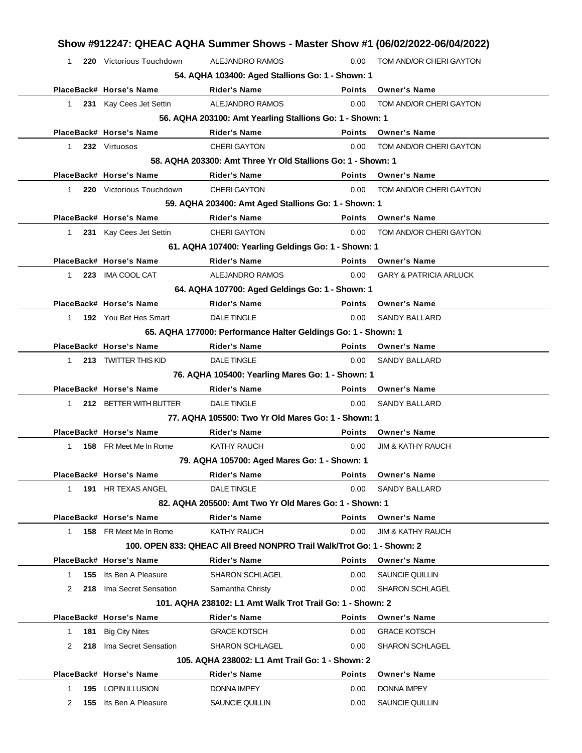# Show #912247: QHEAC AQHA Summer Shows - Master Show #1 (06/02/2022-06/04/2022)

| Place | Back# | Horse's Name | Rider's Name | Points | Owner's Name |
|---|---|---|---|---|---|
| 1 | 220 | Victorious Touchdown | ALEJANDRO RAMOS | 0.00 | TOM AND/OR CHERI GAYTON |

### 54. AQHA 103400: Aged Stallions Go: 1 - Shown: 1

| Place | Back# | Horse's Name | Rider's Name | Points | Owner's Name |
|---|---|---|---|---|---|
| 1 | 231 | Kay Cees Jet Settin | ALEJANDRO RAMOS | 0.00 | TOM AND/OR CHERI GAYTON |

### 56. AQHA 203100: Amt Yearling Stallions Go: 1 - Shown: 1

| Place | Back# | Horse's Name | Rider's Name | Points | Owner's Name |
|---|---|---|---|---|---|
| 1 | 232 | Virtuosos | CHERI GAYTON | 0.00 | TOM AND/OR CHERI GAYTON |

### 58. AQHA 203300: Amt Three Yr Old Stallions Go: 1 - Shown: 1

| Place | Back# | Horse's Name | Rider's Name | Points | Owner's Name |
|---|---|---|---|---|---|
| 1 | 220 | Victorious Touchdown | CHERI GAYTON | 0.00 | TOM AND/OR CHERI GAYTON |

### 59. AQHA 203400: Amt Aged Stallions Go: 1 - Shown: 1

| Place | Back# | Horse's Name | Rider's Name | Points | Owner's Name |
|---|---|---|---|---|---|
| 1 | 231 | Kay Cees Jet Settin | CHERI GAYTON | 0.00 | TOM AND/OR CHERI GAYTON |

### 61. AQHA 107400: Yearling Geldings Go: 1 - Shown: 1

| Place | Back# | Horse's Name | Rider's Name | Points | Owner's Name |
|---|---|---|---|---|---|
| 1 | 223 | IMA COOL CAT | ALEJANDRO RAMOS | 0.00 | GARY & PATRICIA ARLUCK |

### 64. AQHA 107700: Aged Geldings Go: 1 - Shown: 1

| Place | Back# | Horse's Name | Rider's Name | Points | Owner's Name |
|---|---|---|---|---|---|
| 1 | 192 | You Bet Hes Smart | DALE TINGLE | 0.00 | SANDY BALLARD |

### 65. AQHA 177000: Performance Halter Geldings Go: 1 - Shown: 1

| Place | Back# | Horse's Name | Rider's Name | Points | Owner's Name |
|---|---|---|---|---|---|
| 1 | 213 | TWITTER THIS KID | DALE TINGLE | 0.00 | SANDY BALLARD |

### 76. AQHA 105400: Yearling Mares Go: 1 - Shown: 1

| Place | Back# | Horse's Name | Rider's Name | Points | Owner's Name |
|---|---|---|---|---|---|
| 1 | 212 | BETTER WITH BUTTER | DALE TINGLE | 0.00 | SANDY BALLARD |

### 77. AQHA 105500: Two Yr Old Mares Go: 1 - Shown: 1

| Place | Back# | Horse's Name | Rider's Name | Points | Owner's Name |
|---|---|---|---|---|---|
| 1 | 158 | FR Meet Me In Rome | KATHY RAUCH | 0.00 | JIM & KATHY RAUCH |

### 79. AQHA 105700: Aged Mares Go: 1 - Shown: 1

| Place | Back# | Horse's Name | Rider's Name | Points | Owner's Name |
|---|---|---|---|---|---|
| 1 | 191 | HR TEXAS ANGEL | DALE TINGLE | 0.00 | SANDY BALLARD |

### 82. AQHA 205500: Amt Two Yr Old Mares Go: 1 - Shown: 1

| Place | Back# | Horse's Name | Rider's Name | Points | Owner's Name |
|---|---|---|---|---|---|
| 1 | 158 | FR Meet Me In Rome | KATHY RAUCH | 0.00 | JIM & KATHY RAUCH |

### 100. OPEN 833: QHEAC All Breed NONPRO Trail Walk/Trot Go: 1 - Shown: 2

| Place | Back# | Horse's Name | Rider's Name | Points | Owner's Name |
|---|---|---|---|---|---|
| 1 | 155 | Its Ben A Pleasure | SHARON SCHLAGEL | 0.00 | SAUNCIE QUILLIN |
| 2 | 218 | Ima Secret Sensation | Samantha Christy | 0.00 | SHARON SCHLAGEL |

### 101. AQHA 238102: L1 Amt Walk Trot Trail Go: 1 - Shown: 2

| Place | Back# | Horse's Name | Rider's Name | Points | Owner's Name |
|---|---|---|---|---|---|
| 1 | 181 | Big City Nites | GRACE KOTSCH | 0.00 | GRACE KOTSCH |
| 2 | 218 | Ima Secret Sensation | SHARON SCHLAGEL | 0.00 | SHARON SCHLAGEL |

### 105. AQHA 238002: L1 Amt Trail Go: 1 - Shown: 2

| Place | Back# | Horse's Name | Rider's Name | Points | Owner's Name |
|---|---|---|---|---|---|
| 1 | 195 | LOPIN ILLUSION | DONNA IMPEY | 0.00 | DONNA IMPEY |
| 2 | 155 | Its Ben A Pleasure | SAUNCIE QUILLIN | 0.00 | SAUNCIE QUILLIN |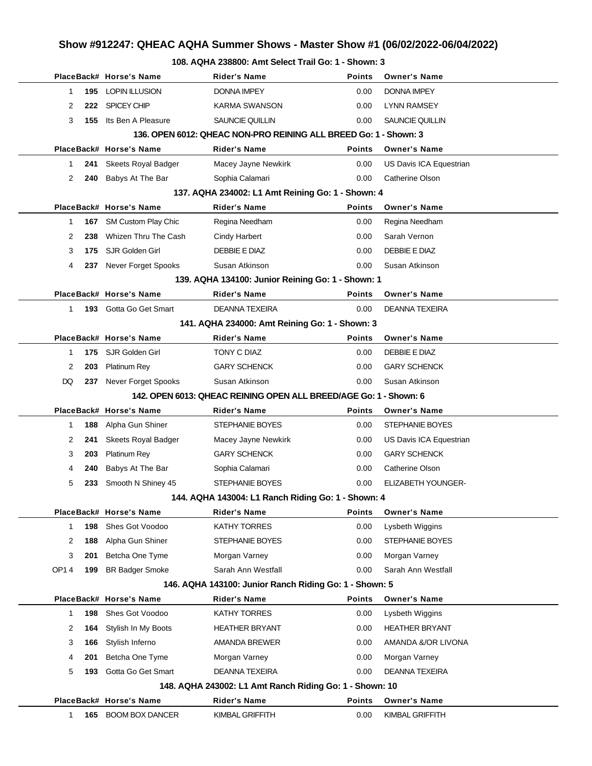## Show #912247: QHEAC AQHA Summer Shows - Master Show #1 (06/02/2022-06/04/2022)

### 108. AQHA 238800: Amt Select Trail Go: 1 - Shown: 3

| Place | Back# | Horse's Name | Rider's Name | Points | Owner's Name |
|---|---|---|---|---|---|
| 1 | 195 | LOPIN ILLUSION | DONNA IMPEY | 0.00 | DONNA IMPEY |
| 2 | 222 | SPICEY CHIP | KARMA SWANSON | 0.00 | LYNN RAMSEY |
| 3 | 155 | Its Ben A Pleasure | SAUNCIE QUILLIN | 0.00 | SAUNCIE QUILLIN |

### 136. OPEN 6012: QHEAC NON-PRO REINING ALL BREED Go: 1 - Shown: 3

| Place | Back# | Horse's Name | Rider's Name | Points | Owner's Name |
|---|---|---|---|---|---|
| 1 | 241 | Skeets Royal Badger | Macey Jayne Newkirk | 0.00 | US Davis ICA Equestrian |
| 2 | 240 | Babys At The Bar | Sophia Calamari | 0.00 | Catherine Olson |

### 137. AQHA 234002: L1 Amt Reining Go: 1 - Shown: 4

| Place | Back# | Horse's Name | Rider's Name | Points | Owner's Name |
|---|---|---|---|---|---|
| 1 | 167 | SM Custom Play Chic | Regina Needham | 0.00 | Regina Needham |
| 2 | 238 | Whizen Thru The Cash | Cindy Harbert | 0.00 | Sarah Vernon |
| 3 | 175 | SJR Golden Girl | DEBBIE E DIAZ | 0.00 | DEBBIE E DIAZ |
| 4 | 237 | Never Forget Spooks | Susan Atkinson | 0.00 | Susan Atkinson |

### 139. AQHA 134100: Junior Reining Go: 1 - Shown: 1

| Place | Back# | Horse's Name | Rider's Name | Points | Owner's Name |
|---|---|---|---|---|---|
| 1 | 193 | Gotta Go Get Smart | DEANNA TEXEIRA | 0.00 | DEANNA TEXEIRA |

### 141. AQHA 234000: Amt Reining Go: 1 - Shown: 3

| Place | Back# | Horse's Name | Rider's Name | Points | Owner's Name |
|---|---|---|---|---|---|
| 1 | 175 | SJR Golden Girl | TONY C DIAZ | 0.00 | DEBBIE E DIAZ |
| 2 | 203 | Platinum Rey | GARY SCHENCK | 0.00 | GARY SCHENCK |
| DQ | 237 | Never Forget Spooks | Susan Atkinson | 0.00 | Susan Atkinson |

### 142. OPEN 6013: QHEAC REINING OPEN ALL BREED/AGE Go: 1 - Shown: 6

| Place | Back# | Horse's Name | Rider's Name | Points | Owner's Name |
|---|---|---|---|---|---|
| 1 | 188 | Alpha Gun Shiner | STEPHANIE BOYES | 0.00 | STEPHANIE BOYES |
| 2 | 241 | Skeets Royal Badger | Macey Jayne Newkirk | 0.00 | US Davis ICA Equestrian |
| 3 | 203 | Platinum Rey | GARY SCHENCK | 0.00 | GARY SCHENCK |
| 4 | 240 | Babys At The Bar | Sophia Calamari | 0.00 | Catherine Olson |
| 5 | 233 | Smooth N Shiney 45 | STEPHANIE BOYES | 0.00 | ELIZABETH YOUNGER- |

### 144. AQHA 143004: L1 Ranch Riding Go: 1 - Shown: 4

| Place | Back# | Horse's Name | Rider's Name | Points | Owner's Name |
|---|---|---|---|---|---|
| 1 | 198 | Shes Got Voodoo | KATHY TORRES | 0.00 | Lysbeth Wiggins |
| 2 | 188 | Alpha Gun Shiner | STEPHANIE BOYES | 0.00 | STEPHANIE BOYES |
| 3 | 201 | Betcha One Tyme | Morgan Varney | 0.00 | Morgan Varney |
| OP1 4 | 199 | BR Badger Smoke | Sarah Ann Westfall | 0.00 | Sarah Ann Westfall |

### 146. AQHA 143100: Junior Ranch Riding Go: 1 - Shown: 5

| Place | Back# | Horse's Name | Rider's Name | Points | Owner's Name |
|---|---|---|---|---|---|
| 1 | 198 | Shes Got Voodoo | KATHY TORRES | 0.00 | Lysbeth Wiggins |
| 2 | 164 | Stylish In My Boots | HEATHER BRYANT | 0.00 | HEATHER BRYANT |
| 3 | 166 | Stylish Inferno | AMANDA BREWER | 0.00 | AMANDA &/OR LIVONA |
| 4 | 201 | Betcha One Tyme | Morgan Varney | 0.00 | Morgan Varney |
| 5 | 193 | Gotta Go Get Smart | DEANNA TEXEIRA | 0.00 | DEANNA TEXEIRA |

### 148. AQHA 243002: L1 Amt Ranch Riding Go: 1 - Shown: 10

| Place | Back# | Horse's Name | Rider's Name | Points | Owner's Name |
|---|---|---|---|---|---|
| 1 | 165 | BOOM BOX DANCER | KIMBAL GRIFFITH | 0.00 | KIMBAL GRIFFITH |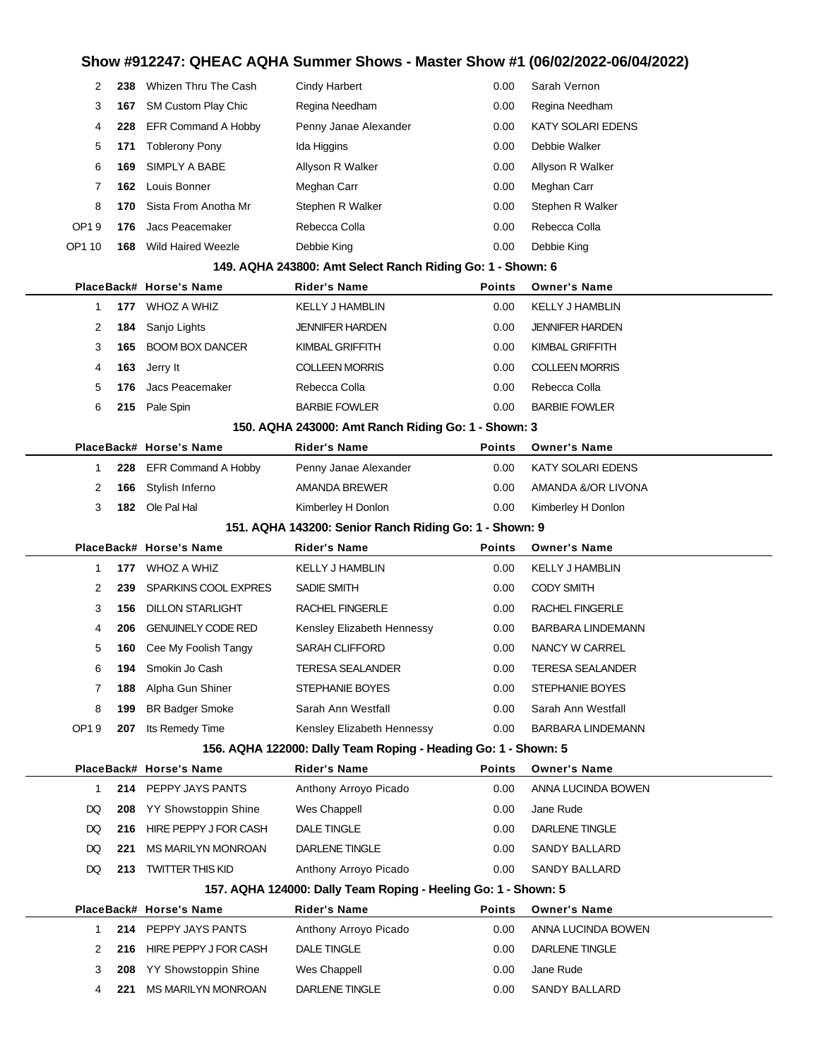# Show #912247: QHEAC AQHA Summer Shows - Master Show #1 (06/02/2022-06/04/2022)

| Place | Back# | Horse's Name | Rider's Name | Points | Owner's Name |
|---|---|---|---|---|---|
| 2 | **238** | Whizen Thru The Cash | Cindy Harbert | 0.00 | Sarah Vernon |
| 3 | **167** | SM Custom Play Chic | Regina Needham | 0.00 | Regina Needham |
| 4 | **228** | EFR Command A Hobby | Penny Janae Alexander | 0.00 | KATY SOLARI EDENS |
| 5 | **171** | Toblerony Pony | Ida Higgins | 0.00 | Debbie Walker |
| 6 | **169** | SIMPLY A BABE | Allyson R Walker | 0.00 | Allyson R Walker |
| 7 | **162** | Louis Bonner | Meghan Carr | 0.00 | Meghan Carr |
| 8 | **170** | Sista From Anotha Mr | Stephen R Walker | 0.00 | Stephen R Walker |
| OP1 9 | **176** | Jacs Peacemaker | Rebecca Colla | 0.00 | Rebecca Colla |
| OP1 10 | **168** | Wild Haired Weezle | Debbie King | 0.00 | Debbie King |

### 149. AQHA 243800: Amt Select Ranch Riding Go: 1 - Shown: 6

| Place | Back# | Horse's Name | Rider's Name | Points | Owner's Name |
|---|---|---|---|---|---|
| 1 | **177** | WHOZ A WHIZ | KELLY J HAMBLIN | 0.00 | KELLY J HAMBLIN |
| 2 | **184** | Sanjo Lights | JENNIFER HARDEN | 0.00 | JENNIFER HARDEN |
| 3 | **165** | BOOM BOX DANCER | KIMBAL GRIFFITH | 0.00 | KIMBAL GRIFFITH |
| 4 | **163** | Jerry It | COLLEEN MORRIS | 0.00 | COLLEEN MORRIS |
| 5 | **176** | Jacs Peacemaker | Rebecca Colla | 0.00 | Rebecca Colla |
| 6 | **215** | Pale Spin | BARBIE FOWLER | 0.00 | BARBIE FOWLER |

### 150. AQHA 243000: Amt Ranch Riding Go: 1 - Shown: 3

| Place | Back# | Horse's Name | Rider's Name | Points | Owner's Name |
|---|---|---|---|---|---|
| 1 | **228** | EFR Command A Hobby | Penny Janae Alexander | 0.00 | KATY SOLARI EDENS |
| 2 | **166** | Stylish Inferno | AMANDA BREWER | 0.00 | AMANDA &/OR LIVONA |
| 3 | **182** | Ole Pal Hal | Kimberley H Donlon | 0.00 | Kimberley H Donlon |

### 151. AQHA 143200: Senior Ranch Riding Go: 1 - Shown: 9

| Place | Back# | Horse's Name | Rider's Name | Points | Owner's Name |
|---|---|---|---|---|---|
| 1 | **177** | WHOZ A WHIZ | KELLY J HAMBLIN | 0.00 | KELLY J HAMBLIN |
| 2 | **239** | SPARKINS COOL EXPRES | SADIE SMITH | 0.00 | CODY SMITH |
| 3 | **156** | DILLON STARLIGHT | RACHEL FINGERLE | 0.00 | RACHEL FINGERLE |
| 4 | **206** | GENUINELY CODE RED | Kensley Elizabeth Hennessy | 0.00 | BARBARA LINDEMANN |
| 5 | **160** | Cee My Foolish Tangy | SARAH CLIFFORD | 0.00 | NANCY W CARREL |
| 6 | **194** | Smokin Jo Cash | TERESA SEALANDER | 0.00 | TERESA SEALANDER |
| 7 | **188** | Alpha Gun Shiner | STEPHANIE BOYES | 0.00 | STEPHANIE BOYES |
| 8 | **199** | BR Badger Smoke | Sarah Ann Westfall | 0.00 | Sarah Ann Westfall |
| OP1 9 | **207** | Its Remedy Time | Kensley Elizabeth Hennessy | 0.00 | BARBARA LINDEMANN |

### 156. AQHA 122000: Dally Team Roping - Heading Go: 1 - Shown: 5

| Place | Back# | Horse's Name | Rider's Name | Points | Owner's Name |
|---|---|---|---|---|---|
| 1 | **214** | PEPPY JAYS PANTS | Anthony Arroyo Picado | 0.00 | ANNA LUCINDA BOWEN |
| DQ | **208** | YY Showstoppin Shine | Wes Chappell | 0.00 | Jane Rude |
| DQ | **216** | HIRE PEPPY J FOR CASH | DALE TINGLE | 0.00 | DARLENE TINGLE |
| DQ | **221** | MS MARILYN MONROAN | DARLENE TINGLE | 0.00 | SANDY BALLARD |
| DQ | **213** | TWITTER THIS KID | Anthony Arroyo Picado | 0.00 | SANDY BALLARD |

### 157. AQHA 124000: Dally Team Roping - Heeling Go: 1 - Shown: 5

| Place | Back# | Horse's Name | Rider's Name | Points | Owner's Name |
|---|---|---|---|---|---|
| 1 | **214** | PEPPY JAYS PANTS | Anthony Arroyo Picado | 0.00 | ANNA LUCINDA BOWEN |
| 2 | **216** | HIRE PEPPY J FOR CASH | DALE TINGLE | 0.00 | DARLENE TINGLE |
| 3 | **208** | YY Showstoppin Shine | Wes Chappell | 0.00 | Jane Rude |
| 4 | **221** | MS MARILYN MONROAN | DARLENE TINGLE | 0.00 | SANDY BALLARD |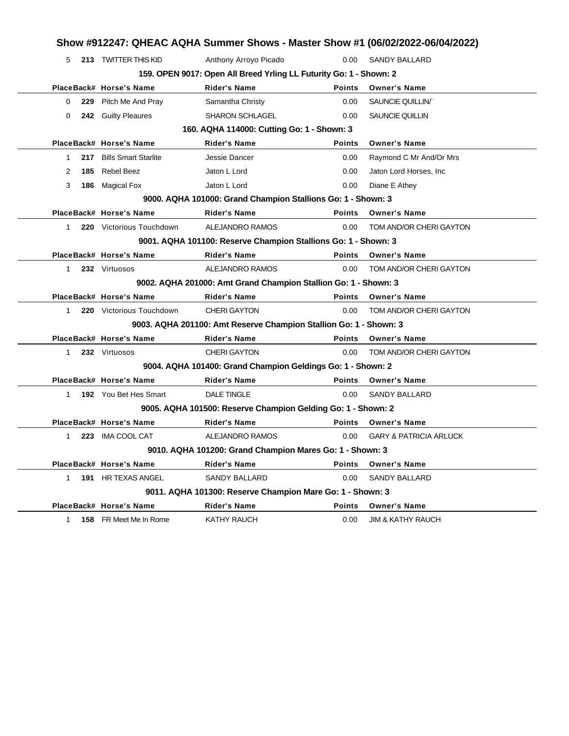# Show #912247: QHEAC AQHA Summer Shows - Master Show #1 (06/02/2022-06/04/2022)

| Place | Back# | Horse's Name | Rider's Name | Points | Owner's Name |
|---|---|---|---|---|---|
| 5 | 213 | TWITTER THIS KID | Anthony Arroyo Picado | 0.00 | SANDY BALLARD |

### 159. OPEN 9017: Open All Breed Yrling LL Futurity Go: 1 - Shown: 2

| Place | Back# | Horse's Name | Rider's Name | Points | Owner's Name |
|---|---|---|---|---|---|
| 0 | 229 | Pitch Me And Pray | Samantha Christy | 0.00 | SAUNCIE QUILLIN/` |
| 0 | 242 | Guilty Pleaures | SHARON SCHLAGEL | 0.00 | SAUNCIE QUILLIN |

### 160. AQHA 114000: Cutting Go: 1 - Shown: 3

| Place | Back# | Horse's Name | Rider's Name | Points | Owner's Name |
|---|---|---|---|---|---|
| 1 | 217 | Bills Smart Starlite | Jessie Dancer | 0.00 | Raymond C Mr And/Or Mrs |
| 2 | 185 | Rebel Beez | Jaton L Lord | 0.00 | Jaton Lord Horses, Inc |
| 3 | 186 | Magical Fox | Jaton L Lord | 0.00 | Diane E Athey |

### 9000. AQHA 101000: Grand Champion Stallions Go: 1 - Shown: 3

| Place | Back# | Horse's Name | Rider's Name | Points | Owner's Name |
|---|---|---|---|---|---|
| 1 | 220 | Victorious Touchdown | ALEJANDRO RAMOS | 0.00 | TOM AND/OR CHERI GAYTON |

### 9001. AQHA 101100: Reserve Champion Stallions Go: 1 - Shown: 3

| Place | Back# | Horse's Name | Rider's Name | Points | Owner's Name |
|---|---|---|---|---|---|
| 1 | 232 | Virtuosos | ALEJANDRO RAMOS | 0.00 | TOM AND/OR CHERI GAYTON |

### 9002. AQHA 201000: Amt Grand Champion Stallion Go: 1 - Shown: 3

| Place | Back# | Horse's Name | Rider's Name | Points | Owner's Name |
|---|---|---|---|---|---|
| 1 | 220 | Victorious Touchdown | CHERI GAYTON | 0.00 | TOM AND/OR CHERI GAYTON |

### 9003. AQHA 201100: Amt Reserve Champion Stallion Go: 1 - Shown: 3

| Place | Back# | Horse's Name | Rider's Name | Points | Owner's Name |
|---|---|---|---|---|---|
| 1 | 232 | Virtuosos | CHERI GAYTON | 0.00 | TOM AND/OR CHERI GAYTON |

### 9004. AQHA 101400: Grand Champion Geldings Go: 1 - Shown: 2

| Place | Back# | Horse's Name | Rider's Name | Points | Owner's Name |
|---|---|---|---|---|---|
| 1 | 192 | You Bet Hes Smart | DALE TINGLE | 0.00 | SANDY BALLARD |

### 9005. AQHA 101500: Reserve Champion Gelding Go: 1 - Shown: 2

| Place | Back# | Horse's Name | Rider's Name | Points | Owner's Name |
|---|---|---|---|---|---|
| 1 | 223 | IMA COOL CAT | ALEJANDRO RAMOS | 0.00 | GARY & PATRICIA ARLUCK |

### 9010. AQHA 101200: Grand Champion Mares Go: 1 - Shown: 3

| Place | Back# | Horse's Name | Rider's Name | Points | Owner's Name |
|---|---|---|---|---|---|
| 1 | 191 | HR TEXAS ANGEL | SANDY BALLARD | 0.00 | SANDY BALLARD |

### 9011. AQHA 101300: Reserve Champion Mare Go: 1 - Shown: 3

| Place | Back# | Horse's Name | Rider's Name | Points | Owner's Name |
|---|---|---|---|---|---|
| 1 | 158 | FR Meet Me In Rome | KATHY RAUCH | 0.00 | JIM & KATHY RAUCH |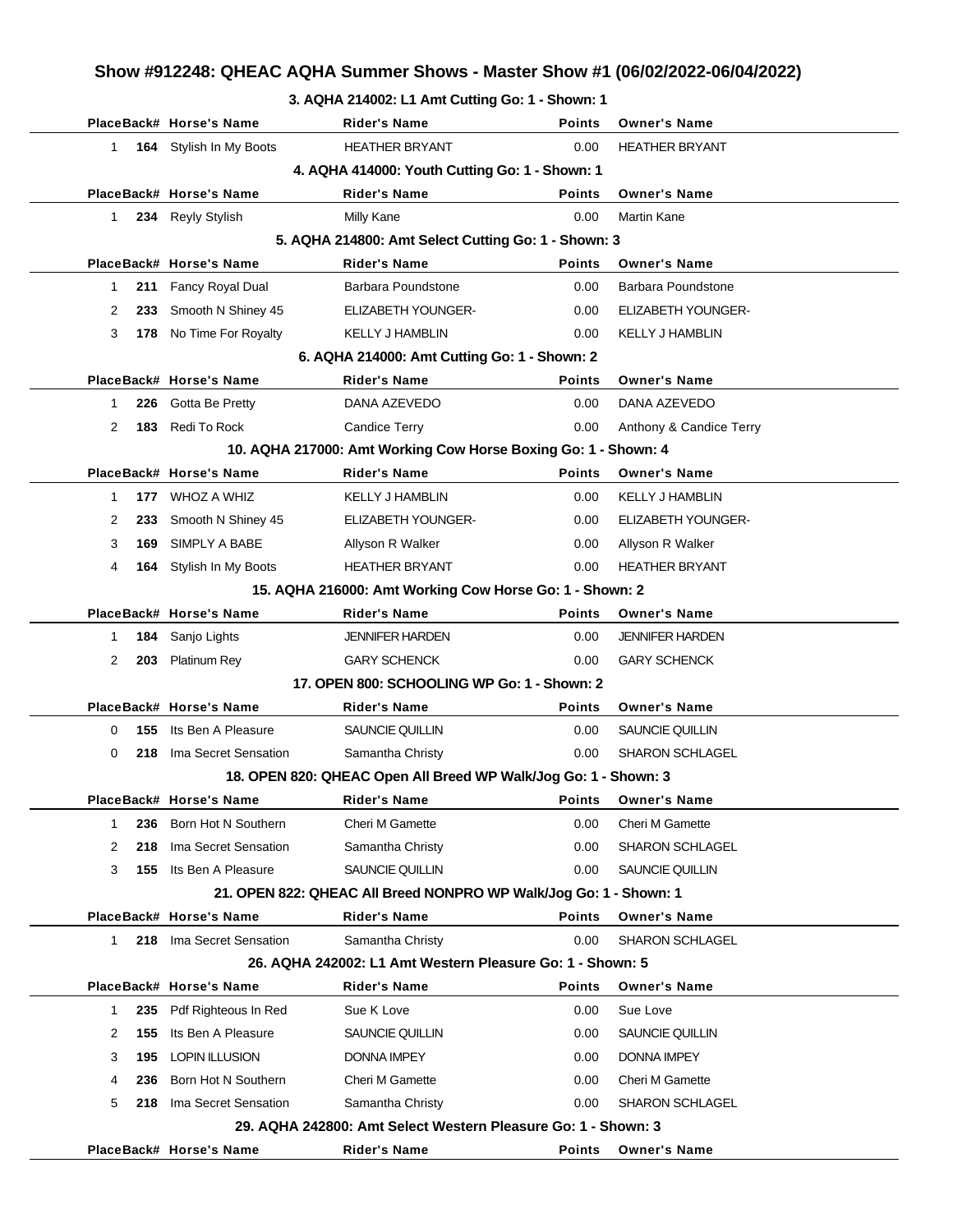# Show #912248: QHEAC AQHA Summer Shows - Master Show #1 (06/02/2022-06/04/2022)

### 3. AQHA 214002: L1 Amt Cutting Go: 1 - Shown: 1

| Place | Back# | Horse's Name | Rider's Name | Points | Owner's Name |
|---|---|---|---|---|---|
| 1 | **164** | Stylish In My Boots | HEATHER BRYANT | 0.00 | HEATHER BRYANT |

### 4. AQHA 414000: Youth Cutting Go: 1 - Shown: 1

| Place | Back# | Horse's Name | Rider's Name | Points | Owner's Name |
|---|---|---|---|---|---|
| 1 | **234** | Reyly Stylish | Milly Kane | 0.00 | Martin Kane |

### 5. AQHA 214800: Amt Select Cutting Go: 1 - Shown: 3

| Place | Back# | Horse's Name | Rider's Name | Points | Owner's Name |
|---|---|---|---|---|---|
| 1 | **211** | Fancy Royal Dual | Barbara Poundstone | 0.00 | Barbara Poundstone |
| 2 | **233** | Smooth N Shiney 45 | ELIZABETH YOUNGER- | 0.00 | ELIZABETH YOUNGER- |
| 3 | **178** | No Time For Royalty | KELLY J HAMBLIN | 0.00 | KELLY J HAMBLIN |

### 6. AQHA 214000: Amt Cutting Go: 1 - Shown: 2

| Place | Back# | Horse's Name | Rider's Name | Points | Owner's Name |
|---|---|---|---|---|---|
| 1 | **226** | Gotta Be Pretty | DANA AZEVEDO | 0.00 | DANA AZEVEDO |
| 2 | **183** | Redi To Rock | Candice Terry | 0.00 | Anthony & Candice Terry |

### 10. AQHA 217000: Amt Working Cow Horse Boxing Go: 1 - Shown: 4

| Place | Back# | Horse's Name | Rider's Name | Points | Owner's Name |
|---|---|---|---|---|---|
| 1 | **177** | WHOZ A WHIZ | KELLY J HAMBLIN | 0.00 | KELLY J HAMBLIN |
| 2 | **233** | Smooth N Shiney 45 | ELIZABETH YOUNGER- | 0.00 | ELIZABETH YOUNGER- |
| 3 | **169** | SIMPLY A BABE | Allyson R Walker | 0.00 | Allyson R Walker |
| 4 | **164** | Stylish In My Boots | HEATHER BRYANT | 0.00 | HEATHER BRYANT |

### 15. AQHA 216000: Amt Working Cow Horse Go: 1 - Shown: 2

| Place | Back# | Horse's Name | Rider's Name | Points | Owner's Name |
|---|---|---|---|---|---|
| 1 | **184** | Sanjo Lights | JENNIFER HARDEN | 0.00 | JENNIFER HARDEN |
| 2 | **203** | Platinum Rey | GARY SCHENCK | 0.00 | GARY SCHENCK |

### 17. OPEN 800: SCHOOLING WP Go: 1 - Shown: 2

| Place | Back# | Horse's Name | Rider's Name | Points | Owner's Name |
|---|---|---|---|---|---|
| 0 | **155** | Its Ben A Pleasure | SAUNCIE QUILLIN | 0.00 | SAUNCIE QUILLIN |
| 0 | **218** | Ima Secret Sensation | Samantha Christy | 0.00 | SHARON SCHLAGEL |

### 18. OPEN 820: QHEAC Open All Breed WP Walk/Jog Go: 1 - Shown: 3

| Place | Back# | Horse's Name | Rider's Name | Points | Owner's Name |
|---|---|---|---|---|---|
| 1 | **236** | Born Hot N Southern | Cheri M Gamette | 0.00 | Cheri M Gamette |
| 2 | **218** | Ima Secret Sensation | Samantha Christy | 0.00 | SHARON SCHLAGEL |
| 3 | **155** | Its Ben A Pleasure | SAUNCIE QUILLIN | 0.00 | SAUNCIE QUILLIN |

### 21. OPEN 822: QHEAC All Breed NONPRO WP Walk/Jog Go: 1 - Shown: 1

| Place | Back# | Horse's Name | Rider's Name | Points | Owner's Name |
|---|---|---|---|---|---|
| 1 | **218** | Ima Secret Sensation | Samantha Christy | 0.00 | SHARON SCHLAGEL |

### 26. AQHA 242002: L1 Amt Western Pleasure Go: 1 - Shown: 5

| Place | Back# | Horse's Name | Rider's Name | Points | Owner's Name |
|---|---|---|---|---|---|
| 1 | **235** | Pdf Righteous In Red | Sue K Love | 0.00 | Sue Love |
| 2 | **155** | Its Ben A Pleasure | SAUNCIE QUILLIN | 0.00 | SAUNCIE QUILLIN |
| 3 | **195** | LOPIN ILLUSION | DONNA IMPEY | 0.00 | DONNA IMPEY |
| 4 | **236** | Born Hot N Southern | Cheri M Gamette | 0.00 | Cheri M Gamette |
| 5 | **218** | Ima Secret Sensation | Samantha Christy | 0.00 | SHARON SCHLAGEL |

### 29. AQHA 242800: Amt Select Western Pleasure Go: 1 - Shown: 3

| Place | Back# | Horse's Name | Rider's Name | Points | Owner's Name |
|---|---|---|---|---|---|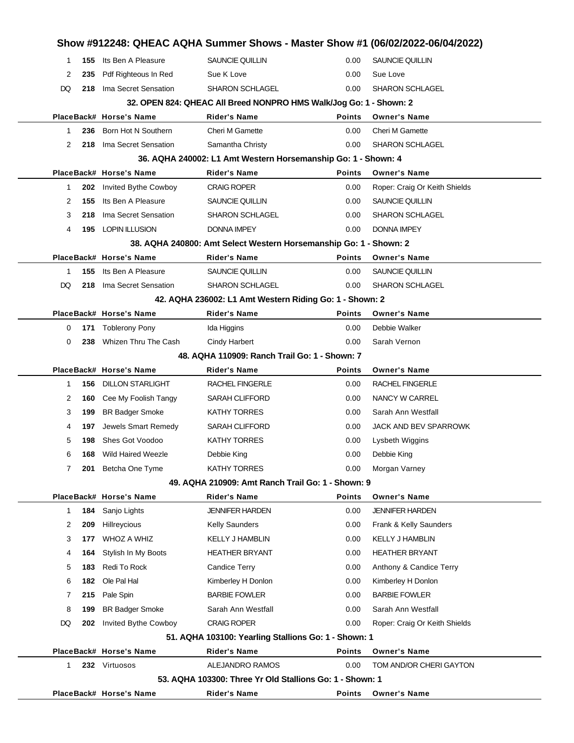# Show #912248: QHEAC AQHA Summer Shows - Master Show #1 (06/02/2022-06/04/2022)

| Place | Back# | Horse's Name | Rider's Name | Points | Owner's Name |
|---|---|---|---|---|---|
| 1 | 155 | Its Ben A Pleasure | SAUNCIE QUILLIN | 0.00 | SAUNCIE QUILLIN |
| 2 | 235 | Pdf Righteous In Red | Sue K Love | 0.00 | Sue Love |
| DQ | 218 | Ima Secret Sensation | SHARON SCHLAGEL | 0.00 | SHARON SCHLAGEL |

### 32. OPEN 824: QHEAC All Breed NONPRO HMS Walk/Jog Go: 1 - Shown: 2

| Place | Back# | Horse's Name | Rider's Name | Points | Owner's Name |
|---|---|---|---|---|---|
| 1 | 236 | Born Hot N Southern | Cheri M Gamette | 0.00 | Cheri M Gamette |
| 2 | 218 | Ima Secret Sensation | Samantha Christy | 0.00 | SHARON SCHLAGEL |

### 36. AQHA 240002: L1 Amt Western Horsemanship Go: 1 - Shown: 4

| Place | Back# | Horse's Name | Rider's Name | Points | Owner's Name |
|---|---|---|---|---|---|
| 1 | 202 | Invited Bythe Cowboy | CRAIG ROPER | 0.00 | Roper: Craig Or Keith Shields |
| 2 | 155 | Its Ben A Pleasure | SAUNCIE QUILLIN | 0.00 | SAUNCIE QUILLIN |
| 3 | 218 | Ima Secret Sensation | SHARON SCHLAGEL | 0.00 | SHARON SCHLAGEL |
| 4 | 195 | LOPIN ILLUSION | DONNA IMPEY | 0.00 | DONNA IMPEY |

### 38. AQHA 240800: Amt Select Western Horsemanship Go: 1 - Shown: 2

| Place | Back# | Horse's Name | Rider's Name | Points | Owner's Name |
|---|---|---|---|---|---|
| 1 | 155 | Its Ben A Pleasure | SAUNCIE QUILLIN | 0.00 | SAUNCIE QUILLIN |
| DQ | 218 | Ima Secret Sensation | SHARON SCHLAGEL | 0.00 | SHARON SCHLAGEL |

### 42. AQHA 236002: L1 Amt Western Riding Go: 1 - Shown: 2

| Place | Back# | Horse's Name | Rider's Name | Points | Owner's Name |
|---|---|---|---|---|---|
| 0 | 171 | Toblerony Pony | Ida Higgins | 0.00 | Debbie Walker |
| 0 | 238 | Whizen Thru The Cash | Cindy Harbert | 0.00 | Sarah Vernon |

### 48. AQHA 110909: Ranch Trail Go: 1 - Shown: 7

| Place | Back# | Horse's Name | Rider's Name | Points | Owner's Name |
|---|---|---|---|---|---|
| 1 | 156 | DILLON STARLIGHT | RACHEL FINGERLE | 0.00 | RACHEL FINGERLE |
| 2 | 160 | Cee My Foolish Tangy | SARAH CLIFFORD | 0.00 | NANCY W CARREL |
| 3 | 199 | BR Badger Smoke | KATHY TORRES | 0.00 | Sarah Ann Westfall |
| 4 | 197 | Jewels Smart Remedy | SARAH CLIFFORD | 0.00 | JACK AND BEV SPARROWK |
| 5 | 198 | Shes Got Voodoo | KATHY TORRES | 0.00 | Lysbeth Wiggins |
| 6 | 168 | Wild Haired Weezle | Debbie King | 0.00 | Debbie King |
| 7 | 201 | Betcha One Tyme | KATHY TORRES | 0.00 | Morgan Varney |

### 49. AQHA 210909: Amt Ranch Trail Go: 1 - Shown: 9

| Place | Back# | Horse's Name | Rider's Name | Points | Owner's Name |
|---|---|---|---|---|---|
| 1 | 184 | Sanjo Lights | JENNIFER HARDEN | 0.00 | JENNIFER HARDEN |
| 2 | 209 | Hillreycious | Kelly Saunders | 0.00 | Frank & Kelly Saunders |
| 3 | 177 | WHOZ A WHIZ | KELLY J HAMBLIN | 0.00 | KELLY J HAMBLIN |
| 4 | 164 | Stylish In My Boots | HEATHER BRYANT | 0.00 | HEATHER BRYANT |
| 5 | 183 | Redi To Rock | Candice Terry | 0.00 | Anthony & Candice Terry |
| 6 | 182 | Ole Pal Hal | Kimberley H Donlon | 0.00 | Kimberley H Donlon |
| 7 | 215 | Pale Spin | BARBIE FOWLER | 0.00 | BARBIE FOWLER |
| 8 | 199 | BR Badger Smoke | Sarah Ann Westfall | 0.00 | Sarah Ann Westfall |
| DQ | 202 | Invited Bythe Cowboy | CRAIG ROPER | 0.00 | Roper: Craig Or Keith Shields |

### 51. AQHA 103100: Yearling Stallions Go: 1 - Shown: 1

| Place | Back# | Horse's Name | Rider's Name | Points | Owner's Name |
|---|---|---|---|---|---|
| 1 | 232 | Virtuosos | ALEJANDRO RAMOS | 0.00 | TOM AND/OR CHERI GAYTON |

### 53. AQHA 103300: Three Yr Old Stallions Go: 1 - Shown: 1

| Place | Back# | Horse's Name | Rider's Name | Points | Owner's Name |
|---|---|---|---|---|---|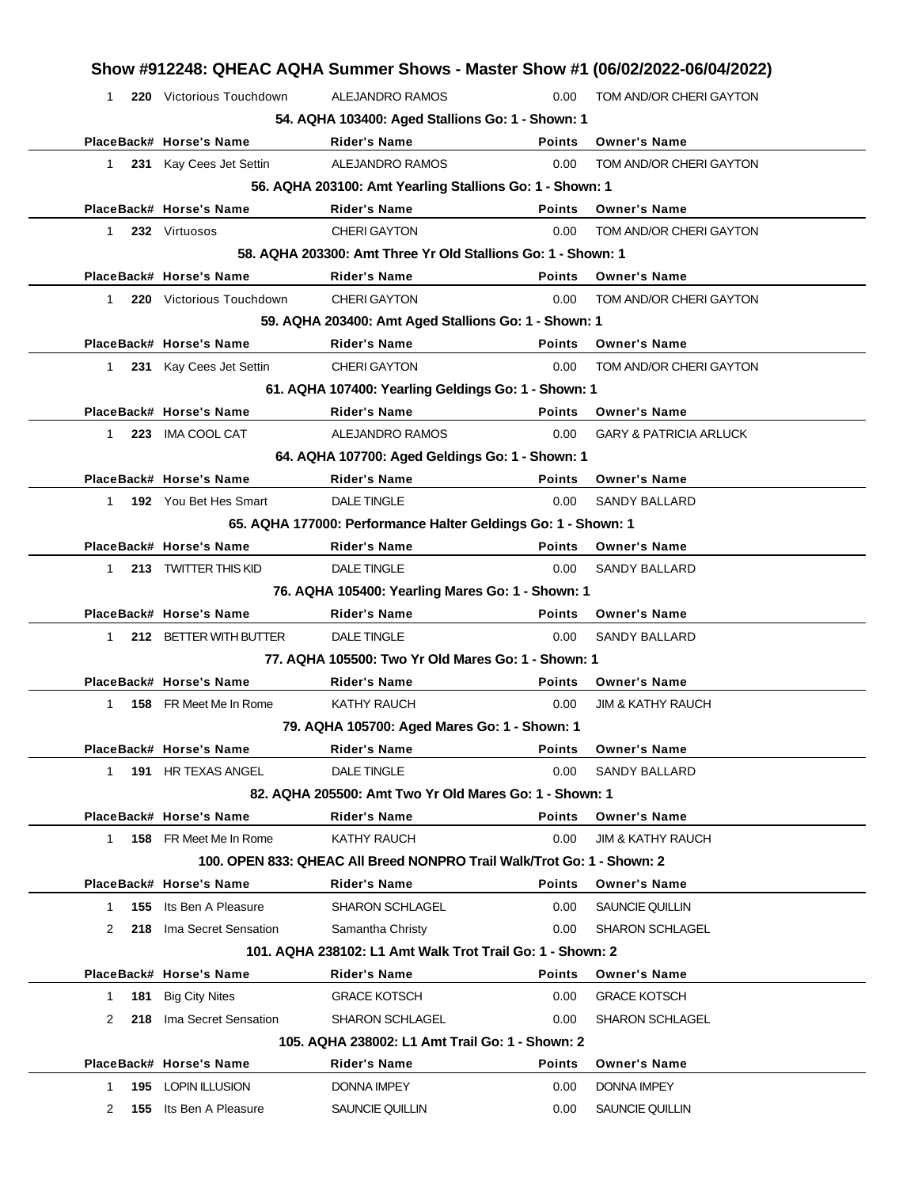# Show #912248: QHEAC AQHA Summer Shows - Master Show #1 (06/02/2022-06/04/2022)

| Place | Back# | Horse's Name | Rider's Name | Points | Owner's Name |
|---|---|---|---|---|---|
| 1 | 220 | Victorious Touchdown | ALEJANDRO RAMOS | 0.00 | TOM AND/OR CHERI GAYTON |

### 54. AQHA 103400: Aged Stallions Go: 1 - Shown: 1

| Place | Back# | Horse's Name | Rider's Name | Points | Owner's Name |
|---|---|---|---|---|---|
| 1 | 231 | Kay Cees Jet Settin | ALEJANDRO RAMOS | 0.00 | TOM AND/OR CHERI GAYTON |

### 56. AQHA 203100: Amt Yearling Stallions Go: 1 - Shown: 1

| Place | Back# | Horse's Name | Rider's Name | Points | Owner's Name |
|---|---|---|---|---|---|
| 1 | 232 | Virtuosos | CHERI GAYTON | 0.00 | TOM AND/OR CHERI GAYTON |

### 58. AQHA 203300: Amt Three Yr Old Stallions Go: 1 - Shown: 1

| Place | Back# | Horse's Name | Rider's Name | Points | Owner's Name |
|---|---|---|---|---|---|
| 1 | 220 | Victorious Touchdown | CHERI GAYTON | 0.00 | TOM AND/OR CHERI GAYTON |

### 59. AQHA 203400: Amt Aged Stallions Go: 1 - Shown: 1

| Place | Back# | Horse's Name | Rider's Name | Points | Owner's Name |
|---|---|---|---|---|---|
| 1 | 231 | Kay Cees Jet Settin | CHERI GAYTON | 0.00 | TOM AND/OR CHERI GAYTON |

### 61. AQHA 107400: Yearling Geldings Go: 1 - Shown: 1

| Place | Back# | Horse's Name | Rider's Name | Points | Owner's Name |
|---|---|---|---|---|---|
| 1 | 223 | IMA COOL CAT | ALEJANDRO RAMOS | 0.00 | GARY & PATRICIA ARLUCK |

### 64. AQHA 107700: Aged Geldings Go: 1 - Shown: 1

| Place | Back# | Horse's Name | Rider's Name | Points | Owner's Name |
|---|---|---|---|---|---|
| 1 | 192 | You Bet Hes Smart | DALE TINGLE | 0.00 | SANDY BALLARD |

### 65. AQHA 177000: Performance Halter Geldings Go: 1 - Shown: 1

| Place | Back# | Horse's Name | Rider's Name | Points | Owner's Name |
|---|---|---|---|---|---|
| 1 | 213 | TWITTER THIS KID | DALE TINGLE | 0.00 | SANDY BALLARD |

### 76. AQHA 105400: Yearling Mares Go: 1 - Shown: 1

| Place | Back# | Horse's Name | Rider's Name | Points | Owner's Name |
|---|---|---|---|---|---|
| 1 | 212 | BETTER WITH BUTTER | DALE TINGLE | 0.00 | SANDY BALLARD |

### 77. AQHA 105500: Two Yr Old Mares Go: 1 - Shown: 1

| Place | Back# | Horse's Name | Rider's Name | Points | Owner's Name |
|---|---|---|---|---|---|
| 1 | 158 | FR Meet Me In Rome | KATHY RAUCH | 0.00 | JIM & KATHY RAUCH |

### 79. AQHA 105700: Aged Mares Go: 1 - Shown: 1

| Place | Back# | Horse's Name | Rider's Name | Points | Owner's Name |
|---|---|---|---|---|---|
| 1 | 191 | HR TEXAS ANGEL | DALE TINGLE | 0.00 | SANDY BALLARD |

### 82. AQHA 205500: Amt Two Yr Old Mares Go: 1 - Shown: 1

| Place | Back# | Horse's Name | Rider's Name | Points | Owner's Name |
|---|---|---|---|---|---|
| 1 | 158 | FR Meet Me In Rome | KATHY RAUCH | 0.00 | JIM & KATHY RAUCH |

### 100. OPEN 833: QHEAC All Breed NONPRO Trail Walk/Trot Go: 1 - Shown: 2

| Place | Back# | Horse's Name | Rider's Name | Points | Owner's Name |
|---|---|---|---|---|---|
| 1 | 155 | Its Ben A Pleasure | SHARON SCHLAGEL | 0.00 | SAUNCIE QUILLIN |
| 2 | 218 | Ima Secret Sensation | Samantha Christy | 0.00 | SHARON SCHLAGEL |

### 101. AQHA 238102: L1 Amt Walk Trot Trail Go: 1 - Shown: 2

| Place | Back# | Horse's Name | Rider's Name | Points | Owner's Name |
|---|---|---|---|---|---|
| 1 | 181 | Big City Nites | GRACE KOTSCH | 0.00 | GRACE KOTSCH |
| 2 | 218 | Ima Secret Sensation | SHARON SCHLAGEL | 0.00 | SHARON SCHLAGEL |

### 105. AQHA 238002: L1 Amt Trail Go: 1 - Shown: 2

| Place | Back# | Horse's Name | Rider's Name | Points | Owner's Name |
|---|---|---|---|---|---|
| 1 | 195 | LOPIN ILLUSION | DONNA IMPEY | 0.00 | DONNA IMPEY |
| 2 | 155 | Its Ben A Pleasure | SAUNCIE QUILLIN | 0.00 | SAUNCIE QUILLIN |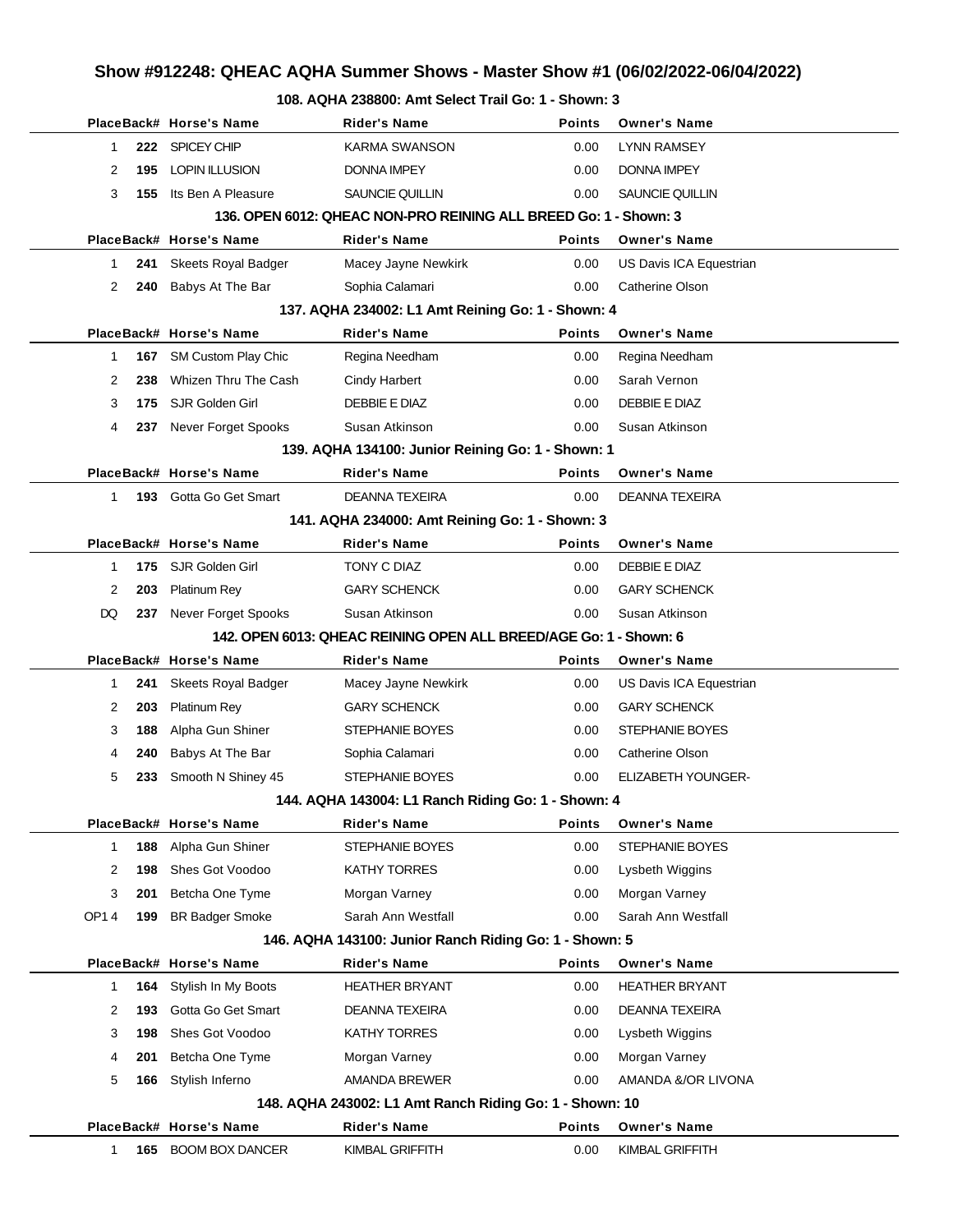## Show #912248: QHEAC AQHA Summer Shows - Master Show #1 (06/02/2022-06/04/2022)

### 108. AQHA 238800: Amt Select Trail Go: 1 - Shown: 3

| Place | Back# | Horse's Name | Rider's Name | Points | Owner's Name |
|---|---|---|---|---|---|
| 1 | 222 | SPICEY CHIP | KARMA SWANSON | 0.00 | LYNN RAMSEY |
| 2 | 195 | LOPIN ILLUSION | DONNA IMPEY | 0.00 | DONNA IMPEY |
| 3 | 155 | Its Ben A Pleasure | SAUNCIE QUILLIN | 0.00 | SAUNCIE QUILLIN |

### 136. OPEN 6012: QHEAC NON-PRO REINING ALL BREED Go: 1 - Shown: 3

| Place | Back# | Horse's Name | Rider's Name | Points | Owner's Name |
|---|---|---|---|---|---|
| 1 | 241 | Skeets Royal Badger | Macey Jayne Newkirk | 0.00 | US Davis ICA Equestrian |
| 2 | 240 | Babys At The Bar | Sophia Calamari | 0.00 | Catherine Olson |

### 137. AQHA 234002: L1 Amt Reining Go: 1 - Shown: 4

| Place | Back# | Horse's Name | Rider's Name | Points | Owner's Name |
|---|---|---|---|---|---|
| 1 | 167 | SM Custom Play Chic | Regina Needham | 0.00 | Regina Needham |
| 2 | 238 | Whizen Thru The Cash | Cindy Harbert | 0.00 | Sarah Vernon |
| 3 | 175 | SJR Golden Girl | DEBBIE E DIAZ | 0.00 | DEBBIE E DIAZ |
| 4 | 237 | Never Forget Spooks | Susan Atkinson | 0.00 | Susan Atkinson |

### 139. AQHA 134100: Junior Reining Go: 1 - Shown: 1

| Place | Back# | Horse's Name | Rider's Name | Points | Owner's Name |
|---|---|---|---|---|---|
| 1 | 193 | Gotta Go Get Smart | DEANNA TEXEIRA | 0.00 | DEANNA TEXEIRA |

### 141. AQHA 234000: Amt Reining Go: 1 - Shown: 3

| Place | Back# | Horse's Name | Rider's Name | Points | Owner's Name |
|---|---|---|---|---|---|
| 1 | 175 | SJR Golden Girl | TONY C DIAZ | 0.00 | DEBBIE E DIAZ |
| 2 | 203 | Platinum Rey | GARY SCHENCK | 0.00 | GARY SCHENCK |
| DQ | 237 | Never Forget Spooks | Susan Atkinson | 0.00 | Susan Atkinson |

### 142. OPEN 6013: QHEAC REINING OPEN ALL BREED/AGE Go: 1 - Shown: 6

| Place | Back# | Horse's Name | Rider's Name | Points | Owner's Name |
|---|---|---|---|---|---|
| 1 | 241 | Skeets Royal Badger | Macey Jayne Newkirk | 0.00 | US Davis ICA Equestrian |
| 2 | 203 | Platinum Rey | GARY SCHENCK | 0.00 | GARY SCHENCK |
| 3 | 188 | Alpha Gun Shiner | STEPHANIE BOYES | 0.00 | STEPHANIE BOYES |
| 4 | 240 | Babys At The Bar | Sophia Calamari | 0.00 | Catherine Olson |
| 5 | 233 | Smooth N Shiney 45 | STEPHANIE BOYES | 0.00 | ELIZABETH YOUNGER- |

### 144. AQHA 143004: L1 Ranch Riding Go: 1 - Shown: 4

| Place | Back# | Horse's Name | Rider's Name | Points | Owner's Name |
|---|---|---|---|---|---|
| 1 | 188 | Alpha Gun Shiner | STEPHANIE BOYES | 0.00 | STEPHANIE BOYES |
| 2 | 198 | Shes Got Voodoo | KATHY TORRES | 0.00 | Lysbeth Wiggins |
| 3 | 201 | Betcha One Tyme | Morgan Varney | 0.00 | Morgan Varney |
| OP1 4 | 199 | BR Badger Smoke | Sarah Ann Westfall | 0.00 | Sarah Ann Westfall |

### 146. AQHA 143100: Junior Ranch Riding Go: 1 - Shown: 5

| Place | Back# | Horse's Name | Rider's Name | Points | Owner's Name |
|---|---|---|---|---|---|
| 1 | 164 | Stylish In My Boots | HEATHER BRYANT | 0.00 | HEATHER BRYANT |
| 2 | 193 | Gotta Go Get Smart | DEANNA TEXEIRA | 0.00 | DEANNA TEXEIRA |
| 3 | 198 | Shes Got Voodoo | KATHY TORRES | 0.00 | Lysbeth Wiggins |
| 4 | 201 | Betcha One Tyme | Morgan Varney | 0.00 | Morgan Varney |
| 5 | 166 | Stylish Inferno | AMANDA BREWER | 0.00 | AMANDA &/OR LIVONA |

### 148. AQHA 243002: L1 Amt Ranch Riding Go: 1 - Shown: 10

| Place | Back# | Horse's Name | Rider's Name | Points | Owner's Name |
|---|---|---|---|---|---|
| 1 | 165 | BOOM BOX DANCER | KIMBAL GRIFFITH | 0.00 | KIMBAL GRIFFITH |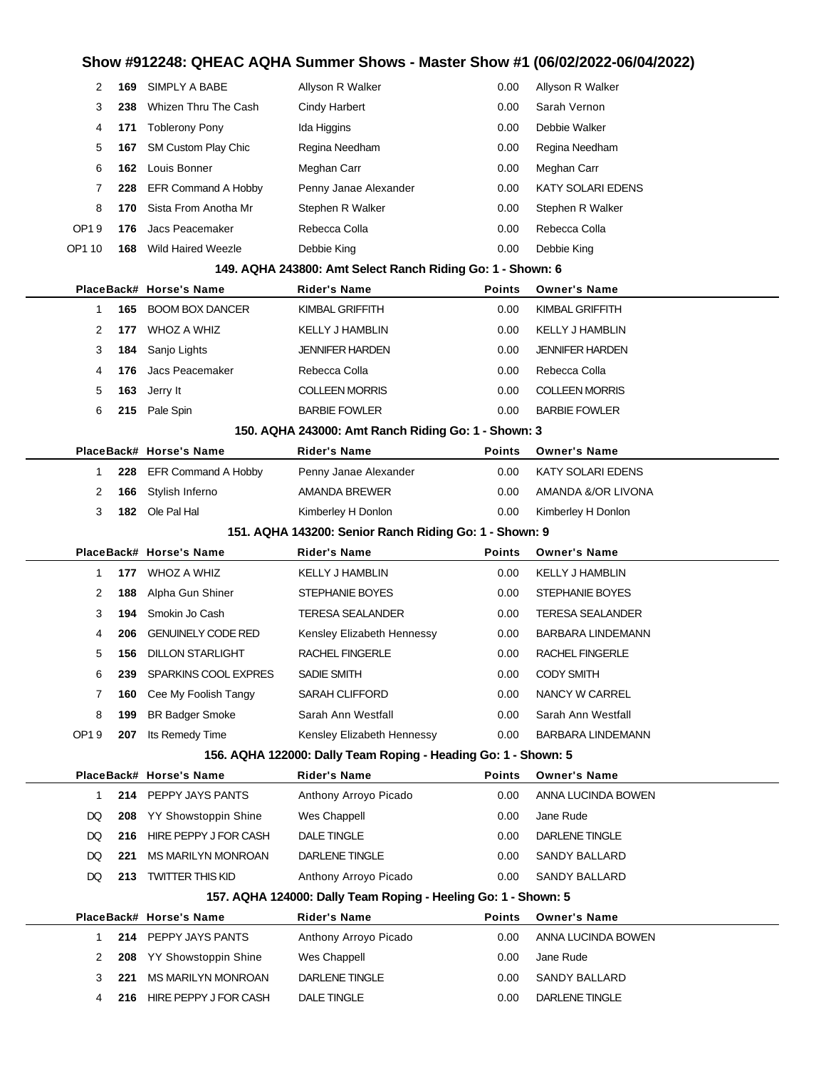# Show #912248: QHEAC AQHA Summer Shows - Master Show #1 (06/02/2022-06/04/2022)

| Place | Back# | Horse's Name | Rider's Name | Points | Owner's Name |
|---|---|---|---|---|---|
| 2 | 169 | SIMPLY A BABE | Allyson R Walker | 0.00 | Allyson R Walker |
| 3 | 238 | Whizen Thru The Cash | Cindy Harbert | 0.00 | Sarah Vernon |
| 4 | 171 | Toblerony Pony | Ida Higgins | 0.00 | Debbie Walker |
| 5 | 167 | SM Custom Play Chic | Regina Needham | 0.00 | Regina Needham |
| 6 | 162 | Louis Bonner | Meghan Carr | 0.00 | Meghan Carr |
| 7 | 228 | EFR Command A Hobby | Penny Janae Alexander | 0.00 | KATY SOLARI EDENS |
| 8 | 170 | Sista From Anotha Mr | Stephen R Walker | 0.00 | Stephen R Walker |
| OP1 9 | 176 | Jacs Peacemaker | Rebecca Colla | 0.00 | Rebecca Colla |
| OP1 10 | 168 | Wild Haired Weezle | Debbie King | 0.00 | Debbie King |

### 149. AQHA 243800: Amt Select Ranch Riding Go: 1 - Shown: 6

| Place | Back# | Horse's Name | Rider's Name | Points | Owner's Name |
|---|---|---|---|---|---|
| 1 | 165 | BOOM BOX DANCER | KIMBAL GRIFFITH | 0.00 | KIMBAL GRIFFITH |
| 2 | 177 | WHOZ A WHIZ | KELLY J HAMBLIN | 0.00 | KELLY J HAMBLIN |
| 3 | 184 | Sanjo Lights | JENNIFER HARDEN | 0.00 | JENNIFER HARDEN |
| 4 | 176 | Jacs Peacemaker | Rebecca Colla | 0.00 | Rebecca Colla |
| 5 | 163 | Jerry It | COLLEEN MORRIS | 0.00 | COLLEEN MORRIS |
| 6 | 215 | Pale Spin | BARBIE FOWLER | 0.00 | BARBIE FOWLER |

### 150. AQHA 243000: Amt Ranch Riding Go: 1 - Shown: 3

| Place | Back# | Horse's Name | Rider's Name | Points | Owner's Name |
|---|---|---|---|---|---|
| 1 | 228 | EFR Command A Hobby | Penny Janae Alexander | 0.00 | KATY SOLARI EDENS |
| 2 | 166 | Stylish Inferno | AMANDA BREWER | 0.00 | AMANDA &/OR LIVONA |
| 3 | 182 | Ole Pal Hal | Kimberley H Donlon | 0.00 | Kimberley H Donlon |

### 151. AQHA 143200: Senior Ranch Riding Go: 1 - Shown: 9

| Place | Back# | Horse's Name | Rider's Name | Points | Owner's Name |
|---|---|---|---|---|---|
| 1 | 177 | WHOZ A WHIZ | KELLY J HAMBLIN | 0.00 | KELLY J HAMBLIN |
| 2 | 188 | Alpha Gun Shiner | STEPHANIE BOYES | 0.00 | STEPHANIE BOYES |
| 3 | 194 | Smokin Jo Cash | TERESA SEALANDER | 0.00 | TERESA SEALANDER |
| 4 | 206 | GENUINELY CODE RED | Kensley Elizabeth Hennessy | 0.00 | BARBARA LINDEMANN |
| 5 | 156 | DILLON STARLIGHT | RACHEL FINGERLE | 0.00 | RACHEL FINGERLE |
| 6 | 239 | SPARKINS COOL EXPRES | SADIE SMITH | 0.00 | CODY SMITH |
| 7 | 160 | Cee My Foolish Tangy | SARAH CLIFFORD | 0.00 | NANCY W CARREL |
| 8 | 199 | BR Badger Smoke | Sarah Ann Westfall | 0.00 | Sarah Ann Westfall |
| OP1 9 | 207 | Its Remedy Time | Kensley Elizabeth Hennessy | 0.00 | BARBARA LINDEMANN |

### 156. AQHA 122000: Dally Team Roping - Heading Go: 1 - Shown: 5

| Place | Back# | Horse's Name | Rider's Name | Points | Owner's Name |
|---|---|---|---|---|---|
| 1 | 214 | PEPPY JAYS PANTS | Anthony Arroyo Picado | 0.00 | ANNA LUCINDA BOWEN |
| DQ | 208 | YY Showstoppin Shine | Wes Chappell | 0.00 | Jane Rude |
| DQ | 216 | HIRE PEPPY J FOR CASH | DALE TINGLE | 0.00 | DARLENE TINGLE |
| DQ | 221 | MS MARILYN MONROAN | DARLENE TINGLE | 0.00 | SANDY BALLARD |
| DQ | 213 | TWITTER THIS KID | Anthony Arroyo Picado | 0.00 | SANDY BALLARD |

### 157. AQHA 124000: Dally Team Roping - Heeling Go: 1 - Shown: 5

| Place | Back# | Horse's Name | Rider's Name | Points | Owner's Name |
|---|---|---|---|---|---|
| 1 | 214 | PEPPY JAYS PANTS | Anthony Arroyo Picado | 0.00 | ANNA LUCINDA BOWEN |
| 2 | 208 | YY Showstoppin Shine | Wes Chappell | 0.00 | Jane Rude |
| 3 | 221 | MS MARILYN MONROAN | DARLENE TINGLE | 0.00 | SANDY BALLARD |
| 4 | 216 | HIRE PEPPY J FOR CASH | DALE TINGLE | 0.00 | DARLENE TINGLE |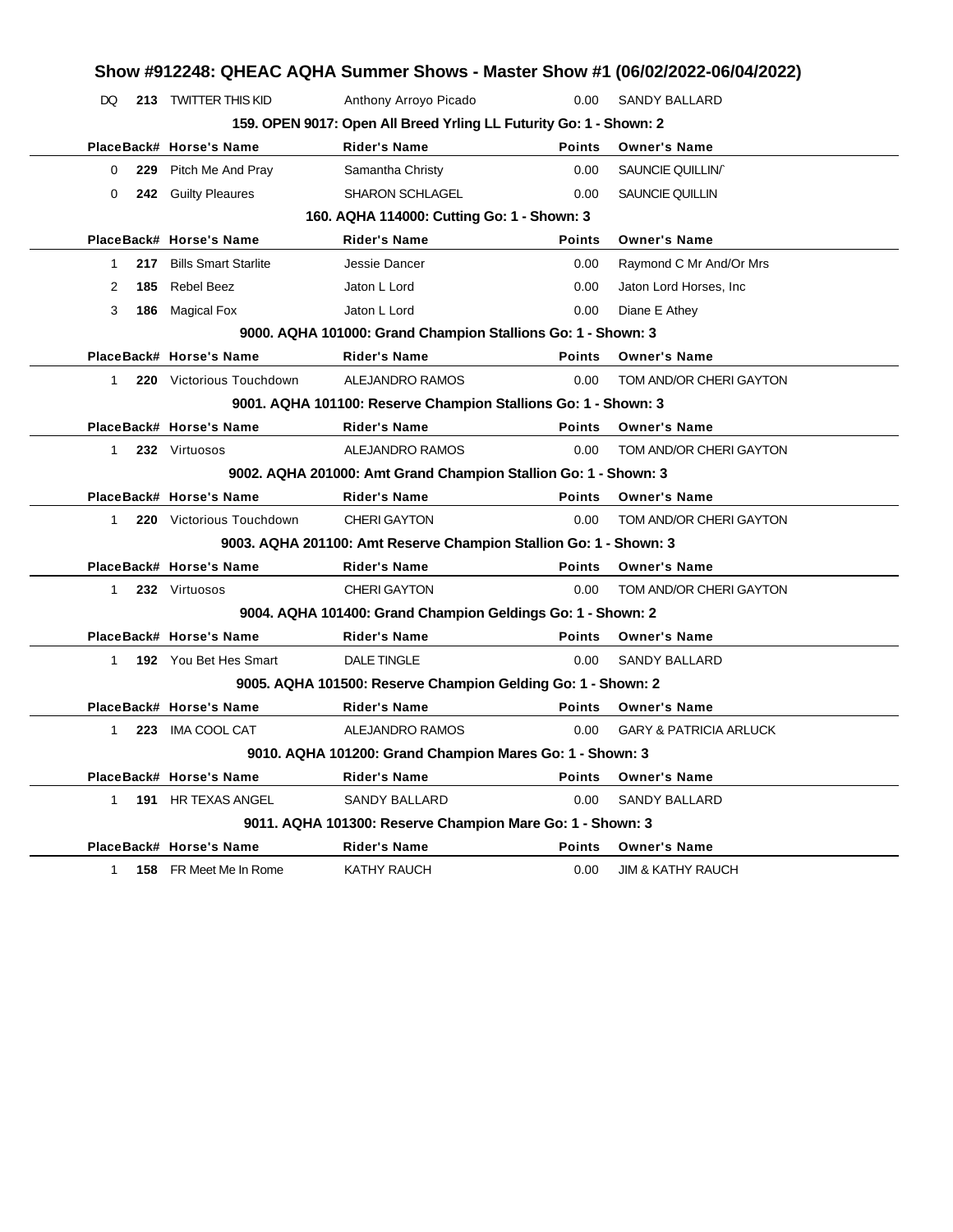# Show #912248: QHEAC AQHA Summer Shows - Master Show #1 (06/02/2022-06/04/2022)

| Place | Back# | Horse's Name | Rider's Name | Points | Owner's Name |
|---|---|---|---|---|---|
| DQ | 213 | TWITTER THIS KID | Anthony Arroyo Picado | 0.00 | SANDY BALLARD |

### 159. OPEN 9017: Open All Breed Yrling LL Futurity Go: 1 - Shown: 2

| Place | Back# | Horse's Name | Rider's Name | Points | Owner's Name |
|---|---|---|---|---|---|
| 0 | 229 | Pitch Me And Pray | Samantha Christy | 0.00 | SAUNCIE QUILLIN/ |
| 0 | 242 | Guilty Pleaures | SHARON SCHLAGEL | 0.00 | SAUNCIE QUILLIN |

### 160. AQHA 114000: Cutting Go: 1 - Shown: 3

| Place | Back# | Horse's Name | Rider's Name | Points | Owner's Name |
|---|---|---|---|---|---|
| 1 | 217 | Bills Smart Starlite | Jessie Dancer | 0.00 | Raymond C Mr And/Or Mrs |
| 2 | 185 | Rebel Beez | Jaton L Lord | 0.00 | Jaton Lord Horses, Inc |
| 3 | 186 | Magical Fox | Jaton L Lord | 0.00 | Diane E Athey |

### 9000. AQHA 101000: Grand Champion Stallions Go: 1 - Shown: 3

| Place | Back# | Horse's Name | Rider's Name | Points | Owner's Name |
|---|---|---|---|---|---|
| 1 | 220 | Victorious Touchdown | ALEJANDRO RAMOS | 0.00 | TOM AND/OR CHERI GAYTON |

### 9001. AQHA 101100: Reserve Champion Stallions Go: 1 - Shown: 3

| Place | Back# | Horse's Name | Rider's Name | Points | Owner's Name |
|---|---|---|---|---|---|
| 1 | 232 | Virtuosos | ALEJANDRO RAMOS | 0.00 | TOM AND/OR CHERI GAYTON |

### 9002. AQHA 201000: Amt Grand Champion Stallion Go: 1 - Shown: 3

| Place | Back# | Horse's Name | Rider's Name | Points | Owner's Name |
|---|---|---|---|---|---|
| 1 | 220 | Victorious Touchdown | CHERI GAYTON | 0.00 | TOM AND/OR CHERI GAYTON |

### 9003. AQHA 201100: Amt Reserve Champion Stallion Go: 1 - Shown: 3

| Place | Back# | Horse's Name | Rider's Name | Points | Owner's Name |
|---|---|---|---|---|---|
| 1 | 232 | Virtuosos | CHERI GAYTON | 0.00 | TOM AND/OR CHERI GAYTON |

### 9004. AQHA 101400: Grand Champion Geldings Go: 1 - Shown: 2

| Place | Back# | Horse's Name | Rider's Name | Points | Owner's Name |
|---|---|---|---|---|---|
| 1 | 192 | You Bet Hes Smart | DALE TINGLE | 0.00 | SANDY BALLARD |

### 9005. AQHA 101500: Reserve Champion Gelding Go: 1 - Shown: 2

| Place | Back# | Horse's Name | Rider's Name | Points | Owner's Name |
|---|---|---|---|---|---|
| 1 | 223 | IMA COOL CAT | ALEJANDRO RAMOS | 0.00 | GARY & PATRICIA ARLUCK |

### 9010. AQHA 101200: Grand Champion Mares Go: 1 - Shown: 3

| Place | Back# | Horse's Name | Rider's Name | Points | Owner's Name |
|---|---|---|---|---|---|
| 1 | 191 | HR TEXAS ANGEL | SANDY BALLARD | 0.00 | SANDY BALLARD |

### 9011. AQHA 101300: Reserve Champion Mare Go: 1 - Shown: 3

| Place | Back# | Horse's Name | Rider's Name | Points | Owner's Name |
|---|---|---|---|---|---|
| 1 | 158 | FR Meet Me In Rome | KATHY RAUCH | 0.00 | JIM & KATHY RAUCH |